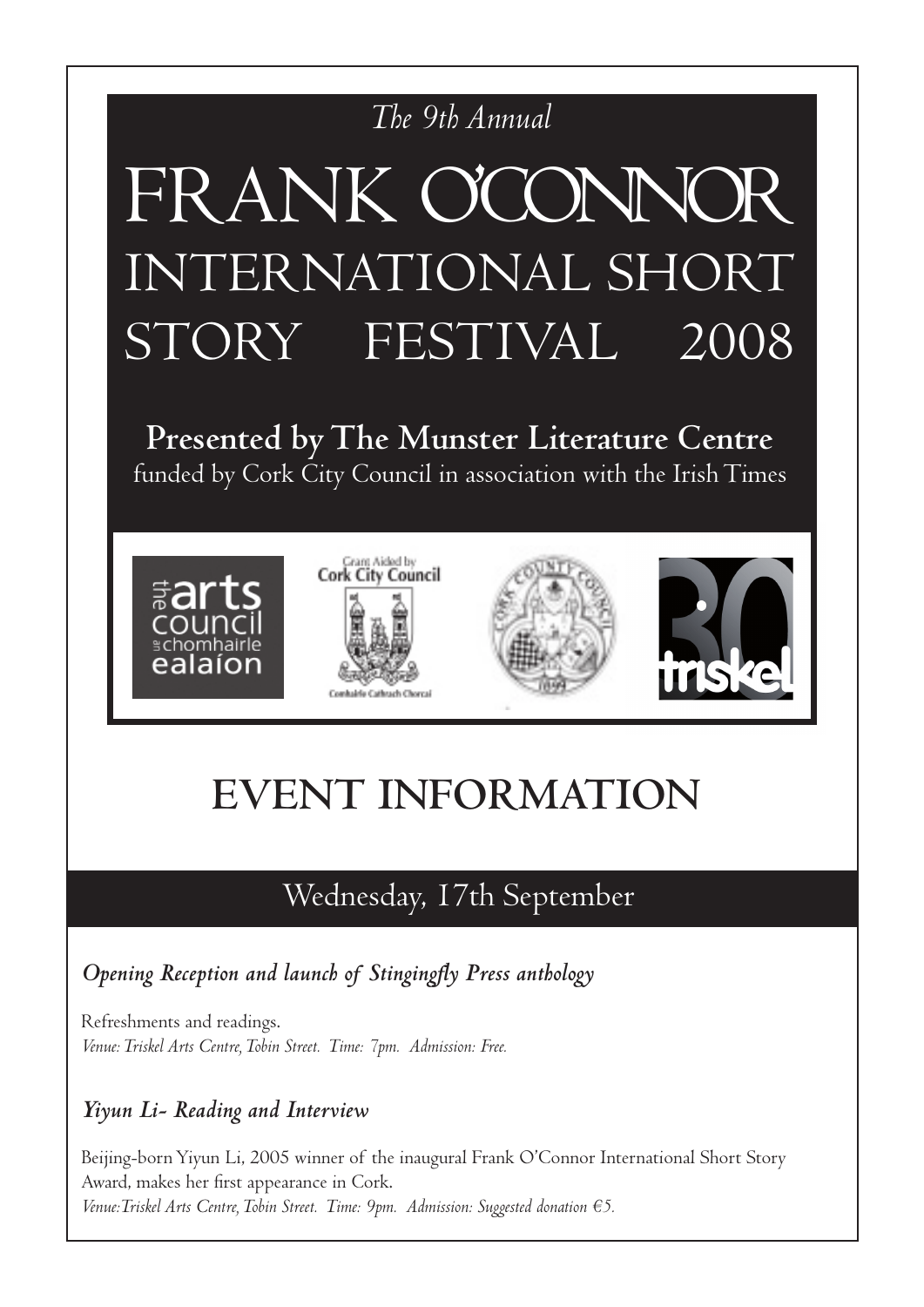*The 9th Annual*

# FRANK O'CONNOR INTERNATIONAL SHORT STORY FESTIVAL 2008

**Presented by The Munster Literature Centre**
funded by Cork City Council in association with the Irish Times

# EVENT INFORMATION

## Wednesday, 17th September

### *Opening Reception and launch of Stingingfly Press anthology*

Refreshments and readings.
*Venue: Triskel Arts Centre, Tobin Street. Time: 7pm. Admission: Free.*

### *Yiyun Li- Reading and Interview*

Beijing-born Yiyun Li, 2005 winner of the inaugural Frank O'Connor International Short Story Award, makes her first appearance in Cork.
*Venue: Triskel Arts Centre, Tobin Street. Time: 9pm. Admission: Suggested donation €5.*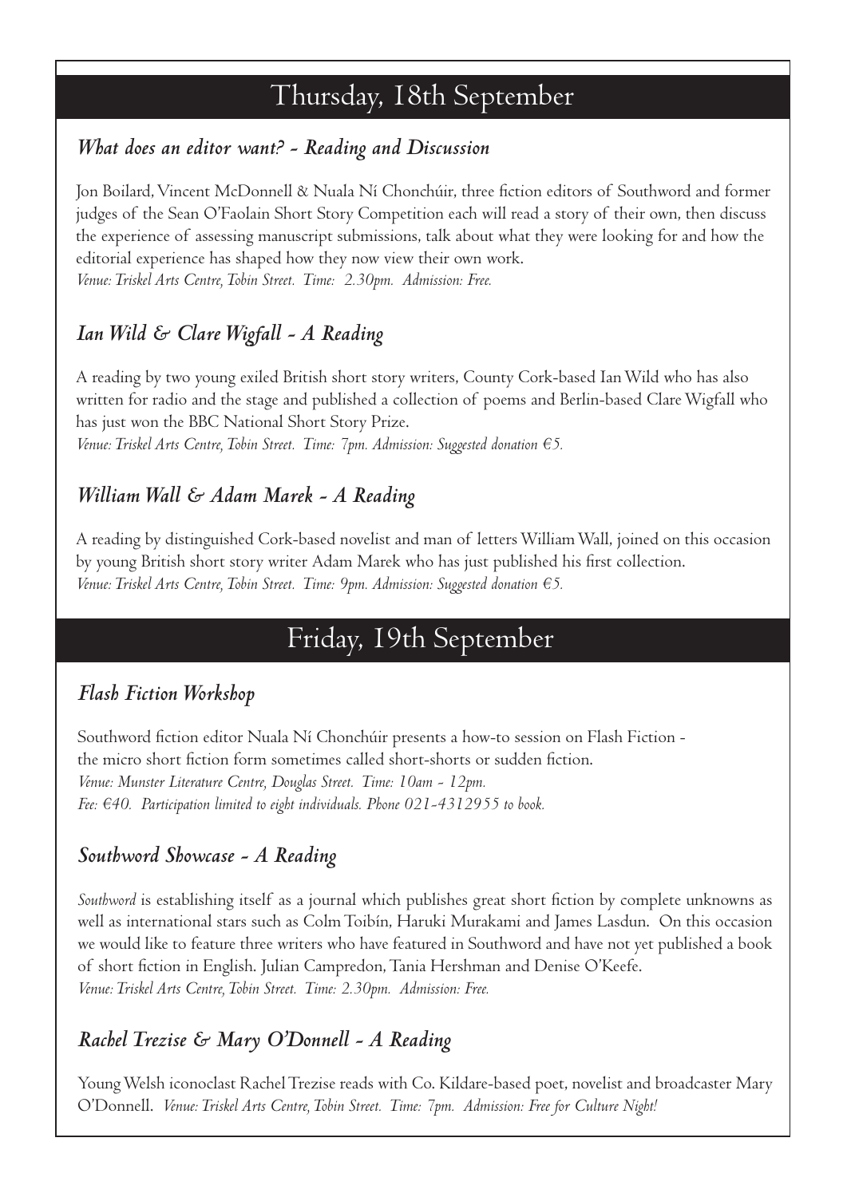# Thursday, 18th September

### *What does an editor want? - Reading and Discussion*

Jon Boilard, Vincent McDonnell & Nuala Ní Chonchúir, three fiction editors of Southword and former judges of the Sean O'Faolain Short Story Competition each will read a story of their own, then discuss the experience of assessing manuscript submissions, talk about what they were looking for and how the editorial experience has shaped how they now view their own work.
*Venue: Triskel Arts Centre, Tobin Street. Time: 2.30pm. Admission: Free.*

### *Ian Wild & Clare Wigfall - A Reading*

A reading by two young exiled British short story writers, County Cork-based Ian Wild who has also written for radio and the stage and published a collection of poems and Berlin-based Clare Wigfall who has just won the BBC National Short Story Prize.
*Venue: Triskel Arts Centre, Tobin Street. Time: 7pm. Admission: Suggested donation €5.*

### *William Wall & Adam Marek - A Reading*

A reading by distinguished Cork-based novelist and man of letters William Wall, joined on this occasion by young British short story writer Adam Marek who has just published his first collection.
*Venue: Triskel Arts Centre, Tobin Street. Time: 9pm. Admission: Suggested donation €5.*

# Friday, 19th September

### *Flash Fiction Workshop*

Southword fiction editor Nuala Ní Chonchúir presents a how-to session on Flash Fiction - the micro short fiction form sometimes called short-shorts or sudden fiction.
*Venue: Munster Literature Centre, Douglas Street. Time: 10am - 12pm.*
*Fee: €40. Participation limited to eight individuals. Phone 021-4312955 to book.*

### *Southword Showcase - A Reading*

*Southword* is establishing itself as a journal which publishes great short fiction by complete unknowns as well as international stars such as Colm Toibín, Haruki Murakami and James Lasdun. On this occasion we would like to feature three writers who have featured in Southword and have not yet published a book of short fiction in English. Julian Campredon, Tania Hershman and Denise O'Keefe.
*Venue: Triskel Arts Centre, Tobin Street. Time: 2.30pm. Admission: Free.*

### *Rachel Trezise & Mary O'Donnell - A Reading*

Young Welsh iconoclast Rachel Trezise reads with Co. Kildare-based poet, novelist and broadcaster Mary O'Donnell. *Venue: Triskel Arts Centre, Tobin Street. Time: 7pm. Admission: Free for Culture Night!*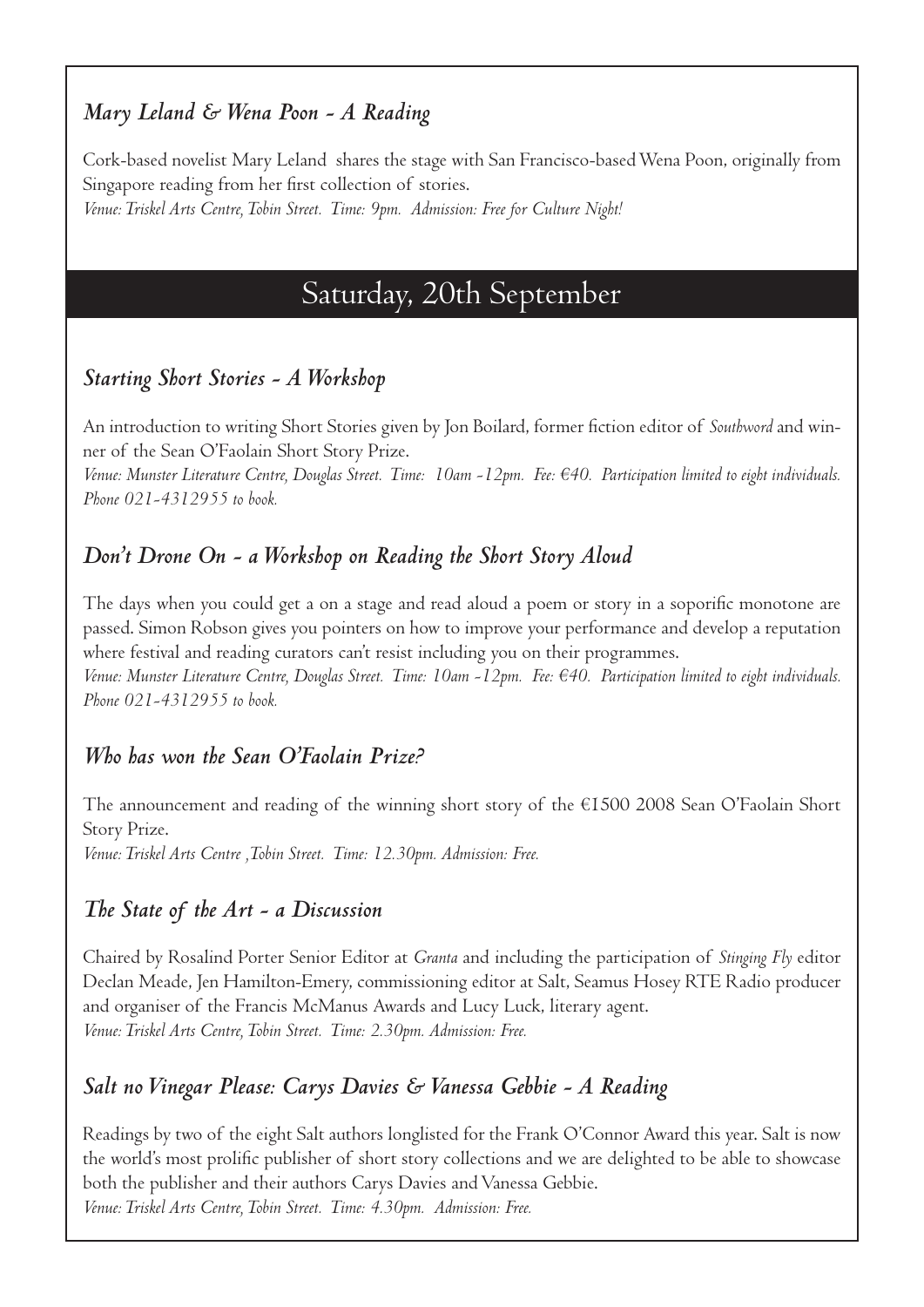### *Mary Leland & Wena Poon - A Reading*

Cork-based novelist Mary Leland shares the stage with San Francisco-based Wena Poon, originally from Singapore reading from her first collection of stories.
*Venue: Triskel Arts Centre, Tobin Street. Time: 9pm. Admission: Free for Culture Night!*

## Saturday, 20th September

### *Starting Short Stories - A Workshop*

An introduction to writing Short Stories given by Jon Boilard, former fiction editor of *Southword* and winner of the Sean O'Faolain Short Story Prize.
*Venue: Munster Literature Centre, Douglas Street. Time: 10am -12pm. Fee: €40. Participation limited to eight individuals. Phone 021-4312955 to book.*

### *Don't Drone On - a Workshop on Reading the Short Story Aloud*

The days when you could get a on a stage and read aloud a poem or story in a soporific monotone are passed. Simon Robson gives you pointers on how to improve your performance and develop a reputation where festival and reading curators can't resist including you on their programmes.
*Venue: Munster Literature Centre, Douglas Street. Time: 10am -12pm. Fee: €40. Participation limited to eight individuals. Phone 021-4312955 to book.*

### *Who has won the Sean O'Faolain Prize?*

The announcement and reading of the winning short story of the €1500 2008 Sean O'Faolain Short Story Prize.
*Venue: Triskel Arts Centre ,Tobin Street. Time: 12.30pm. Admission: Free.*

### *The State of the Art - a Discussion*

Chaired by Rosalind Porter Senior Editor at *Granta* and including the participation of *Stinging Fly* editor Declan Meade, Jen Hamilton-Emery, commissioning editor at Salt, Seamus Hosey RTE Radio producer and organiser of the Francis McManus Awards and Lucy Luck, literary agent.
*Venue: Triskel Arts Centre, Tobin Street. Time: 2.30pm. Admission: Free.*

### *Salt no Vinegar Please: Carys Davies & Vanessa Gebbie - A Reading*

Readings by two of the eight Salt authors longlisted for the Frank O'Connor Award this year. Salt is now the world's most prolific publisher of short story collections and we are delighted to be able to showcase both the publisher and their authors Carys Davies and Vanessa Gebbie.
*Venue: Triskel Arts Centre, Tobin Street. Time: 4.30pm. Admission: Free.*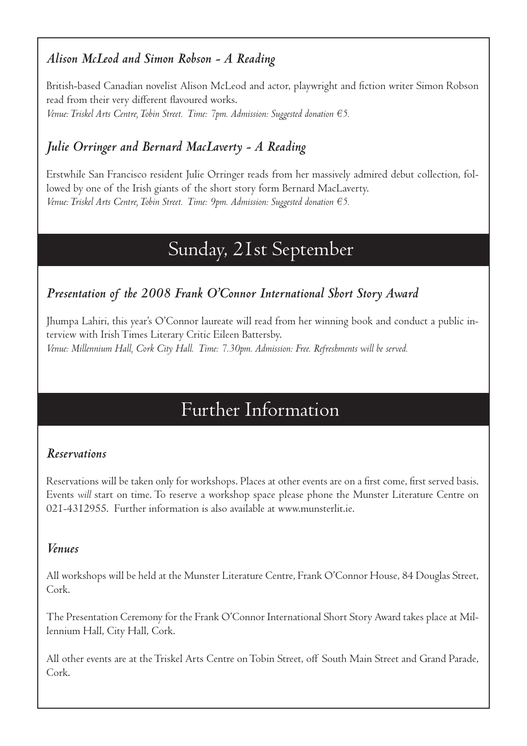### *Alison McLeod and Simon Robson - A Reading*

British-based Canadian novelist Alison McLeod and actor, playwright and fiction writer Simon Robson read from their very different flavoured works.
*Venue: Triskel Arts Centre, Tobin Street. Time: 7pm. Admission: Suggested donation €5.*

### *Julie Orringer and Bernard MacLaverty - A Reading*

Erstwhile San Francisco resident Julie Orringer reads from her massively admired debut collection, followed by one of the Irish giants of the short story form Bernard MacLaverty.
*Venue: Triskel Arts Centre, Tobin Street. Time: 9pm. Admission: Suggested donation €5.*

## Sunday, 21st September

### *Presentation of the 2008 Frank O'Connor International Short Story Award*

Jhumpa Lahiri, this year's O'Connor laureate will read from her winning book and conduct a public interview with Irish Times Literary Critic Eileen Battersby.
*Venue: Millennium Hall, Cork City Hall. Time: 7.30pm. Admission: Free. Refreshments will be served.*

## Further Information

### *Reservations*

Reservations will be taken only for workshops. Places at other events are on a first come, first served basis. Events *will* start on time. To reserve a workshop space please phone the Munster Literature Centre on 021-4312955. Further information is also available at www.munsterlit.ie.

### *Venues*

All workshops will be held at the Munster Literature Centre, Frank O'Connor House, 84 Douglas Street, Cork.

The Presentation Ceremony for the Frank O'Connor International Short Story Award takes place at Millennium Hall, City Hall, Cork.

All other events are at the Triskel Arts Centre on Tobin Street, off South Main Street and Grand Parade, Cork.